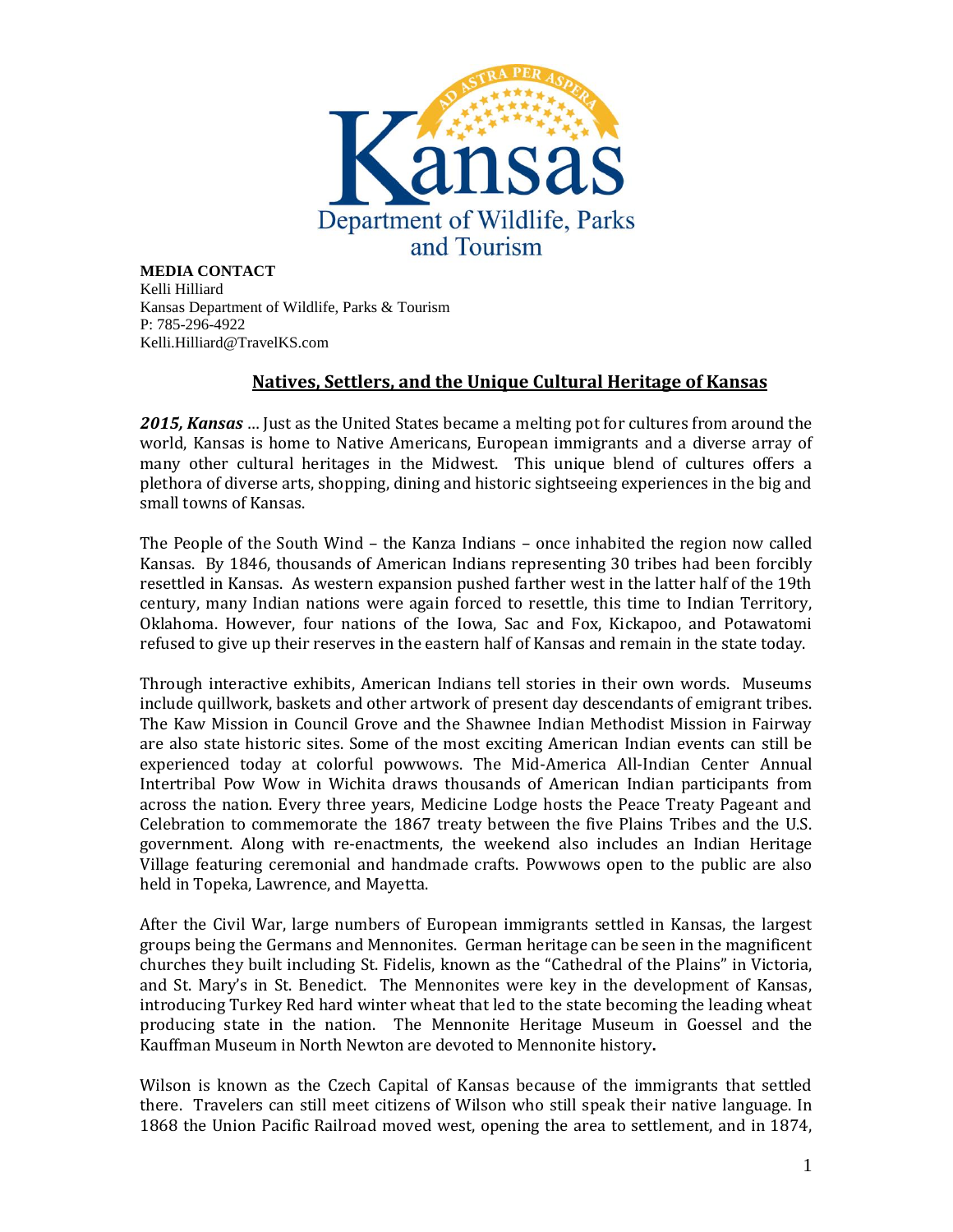**MEDIA CONTACT**
Kelli Hilliard
Kansas Department of Wildlife, Parks & Tourism
P: 785-296-4922
Kelli.Hilliard@TravelKS.com

## Natives, Settlers, and the Unique Cultural Heritage of Kansas

***2015, Kansas*** … Just as the United States became a melting pot for cultures from around the world, Kansas is home to Native Americans, European immigrants and a diverse array of many other cultural heritages in the Midwest. This unique blend of cultures offers a plethora of diverse arts, shopping, dining and historic sightseeing experiences in the big and small towns of Kansas.

The People of the South Wind – the Kanza Indians – once inhabited the region now called Kansas. By 1846, thousands of American Indians representing 30 tribes had been forcibly resettled in Kansas. As western expansion pushed farther west in the latter half of the 19th century, many Indian nations were again forced to resettle, this time to Indian Territory, Oklahoma. However, four nations of the Iowa, Sac and Fox, Kickapoo, and Potawatomi refused to give up their reserves in the eastern half of Kansas and remain in the state today.

Through interactive exhibits, American Indians tell stories in their own words. Museums include quillwork, baskets and other artwork of present day descendants of emigrant tribes. The Kaw Mission in Council Grove and the Shawnee Indian Methodist Mission in Fairway are also state historic sites. Some of the most exciting American Indian events can still be experienced today at colorful powwows. The Mid-America All-Indian Center Annual Intertribal Pow Wow in Wichita draws thousands of American Indian participants from across the nation. Every three years, Medicine Lodge hosts the Peace Treaty Pageant and Celebration to commemorate the 1867 treaty between the five Plains Tribes and the U.S. government. Along with re-enactments, the weekend also includes an Indian Heritage Village featuring ceremonial and handmade crafts. Powwows open to the public are also held in Topeka, Lawrence, and Mayetta.

After the Civil War, large numbers of European immigrants settled in Kansas, the largest groups being the Germans and Mennonites. German heritage can be seen in the magnificent churches they built including St. Fidelis, known as the "Cathedral of the Plains" in Victoria, and St. Mary's in St. Benedict. The Mennonites were key in the development of Kansas, introducing Turkey Red hard winter wheat that led to the state becoming the leading wheat producing state in the nation. The Mennonite Heritage Museum in Goessel and the Kauffman Museum in North Newton are devoted to Mennonite history**.**

Wilson is known as the Czech Capital of Kansas because of the immigrants that settled there. Travelers can still meet citizens of Wilson who still speak their native language. In 1868 the Union Pacific Railroad moved west, opening the area to settlement, and in 1874,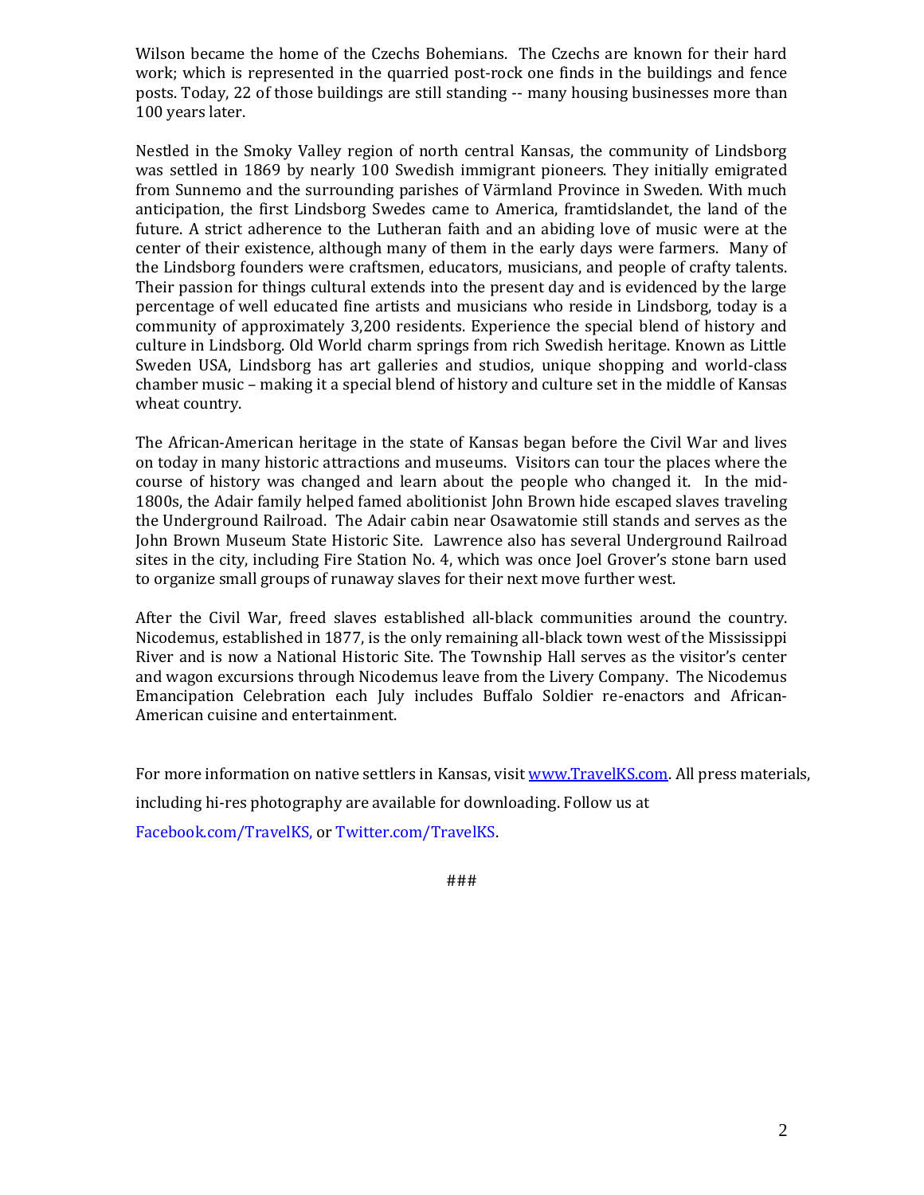Wilson became the home of the Czechs Bohemians. The Czechs are known for their hard work; which is represented in the quarried post-rock one finds in the buildings and fence posts. Today, 22 of those buildings are still standing -- many housing businesses more than 100 years later.

Nestled in the Smoky Valley region of north central Kansas, the community of Lindsborg was settled in 1869 by nearly 100 Swedish immigrant pioneers. They initially emigrated from Sunnemo and the surrounding parishes of Värmland Province in Sweden. With much anticipation, the first Lindsborg Swedes came to America, framtidslandet, the land of the future. A strict adherence to the Lutheran faith and an abiding love of music were at the center of their existence, although many of them in the early days were farmers. Many of the Lindsborg founders were craftsmen, educators, musicians, and people of crafty talents. Their passion for things cultural extends into the present day and is evidenced by the large percentage of well educated fine artists and musicians who reside in Lindsborg, today is a community of approximately 3,200 residents. Experience the special blend of history and culture in Lindsborg. Old World charm springs from rich Swedish heritage. Known as Little Sweden USA, Lindsborg has art galleries and studios, unique shopping and world-class chamber music – making it a special blend of history and culture set in the middle of Kansas wheat country.

The African-American heritage in the state of Kansas began before the Civil War and lives on today in many historic attractions and museums. Visitors can tour the places where the course of history was changed and learn about the people who changed it. In the mid-1800s, the Adair family helped famed abolitionist John Brown hide escaped slaves traveling the Underground Railroad. The Adair cabin near Osawatomie still stands and serves as the John Brown Museum State Historic Site. Lawrence also has several Underground Railroad sites in the city, including Fire Station No. 4, which was once Joel Grover's stone barn used to organize small groups of runaway slaves for their next move further west.

After the Civil War, freed slaves established all-black communities around the country. Nicodemus, established in 1877, is the only remaining all-black town west of the Mississippi River and is now a National Historic Site. The Township Hall serves as the visitor's center and wagon excursions through Nicodemus leave from the Livery Company. The Nicodemus Emancipation Celebration each July includes Buffalo Soldier re-enactors and African-American cuisine and entertainment.

For more information on native settlers in Kansas, visit [www.TravelKS.com](http://www.TravelKS.com). All press materials, including hi-res photography are available for downloading. Follow us at Facebook.com/TravelKS, or Twitter.com/TravelKS.

###